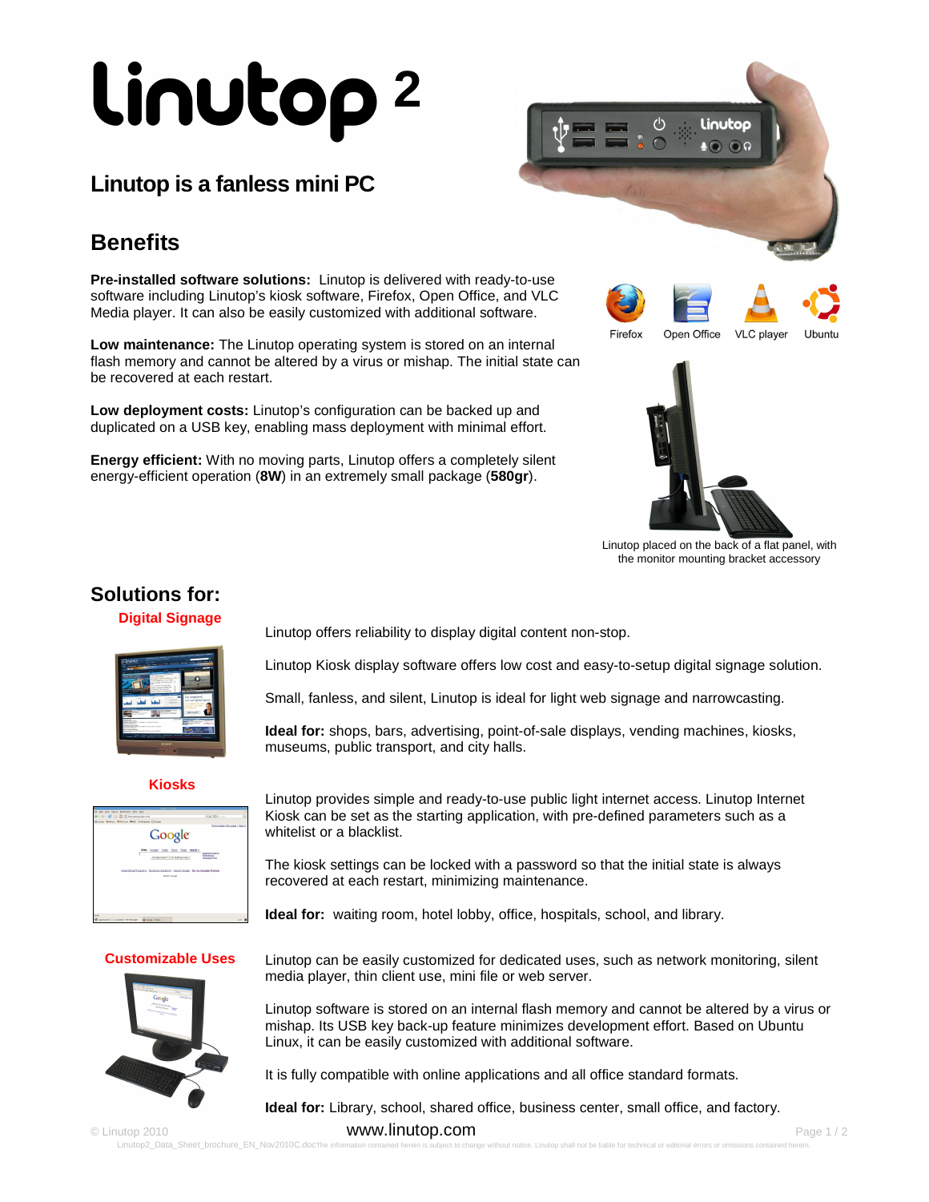# linutop 2

## Linutop is a fanless mini PC

## Benefits

**Pre-installed software solutions:** Linutop is delivered with ready-to-use software including Linutop's kiosk software, Firefox, Open Office, and VLC Media player. It can also be easily customized with additional software.

**Low maintenance:** The Linutop operating system is stored on an internal flash memory and cannot be altered by a virus or mishap. The initial state can be recovered at each restart.

**Low deployment costs:** Linutop's configuration can be backed up and duplicated on a USB key, enabling mass deployment with minimal effort.

**Energy efficient:** With no moving parts, Linutop offers a completely silent energy-efficient operation (**8W**) in an extremely small package (**580gr**).

Firefox Open Office VLC player Ubuntu

Linutop placed on the back of a flat panel, with the monitor mounting bracket accessory

## Solutions for:

### Digital Signage

Linutop offers reliability to display digital content non-stop.

Linutop Kiosk display software offers low cost and easy-to-setup digital signage solution.

Small, fanless, and silent, Linutop is ideal for light web signage and narrowcasting.

**Ideal for:** shops, bars, advertising, point-of-sale displays, vending machines, kiosks, museums, public transport, and city halls.

### Kiosks

Linutop provides simple and ready-to-use public light internet access. Linutop Internet Kiosk can be set as the starting application, with pre-defined parameters such as a whitelist or a blacklist.

The kiosk settings can be locked with a password so that the initial state is always recovered at each restart, minimizing maintenance.

**Ideal for:** waiting room, hotel lobby, office, hospitals, school, and library.

### Customizable Uses

Linutop can be easily customized for dedicated uses, such as network monitoring, silent media player, thin client use, mini file or web server.

Linutop software is stored on an internal flash memory and cannot be altered by a virus or mishap. Its USB key back-up feature minimizes development effort. Based on Ubuntu Linux, it can be easily customized with additional software.

It is fully compatible with online applications and all office standard formats.

**Ideal for:** Library, school, shared office, business center, small office, and factory.

© Linutop 2010 www.linutop.com

Linutop2_Data_Sheet_brochure_EN_Nov2010C.doc The information contained herein is subject to change without notice. Linutop shall not be liable for technical or editorial errors or omissions contained herein.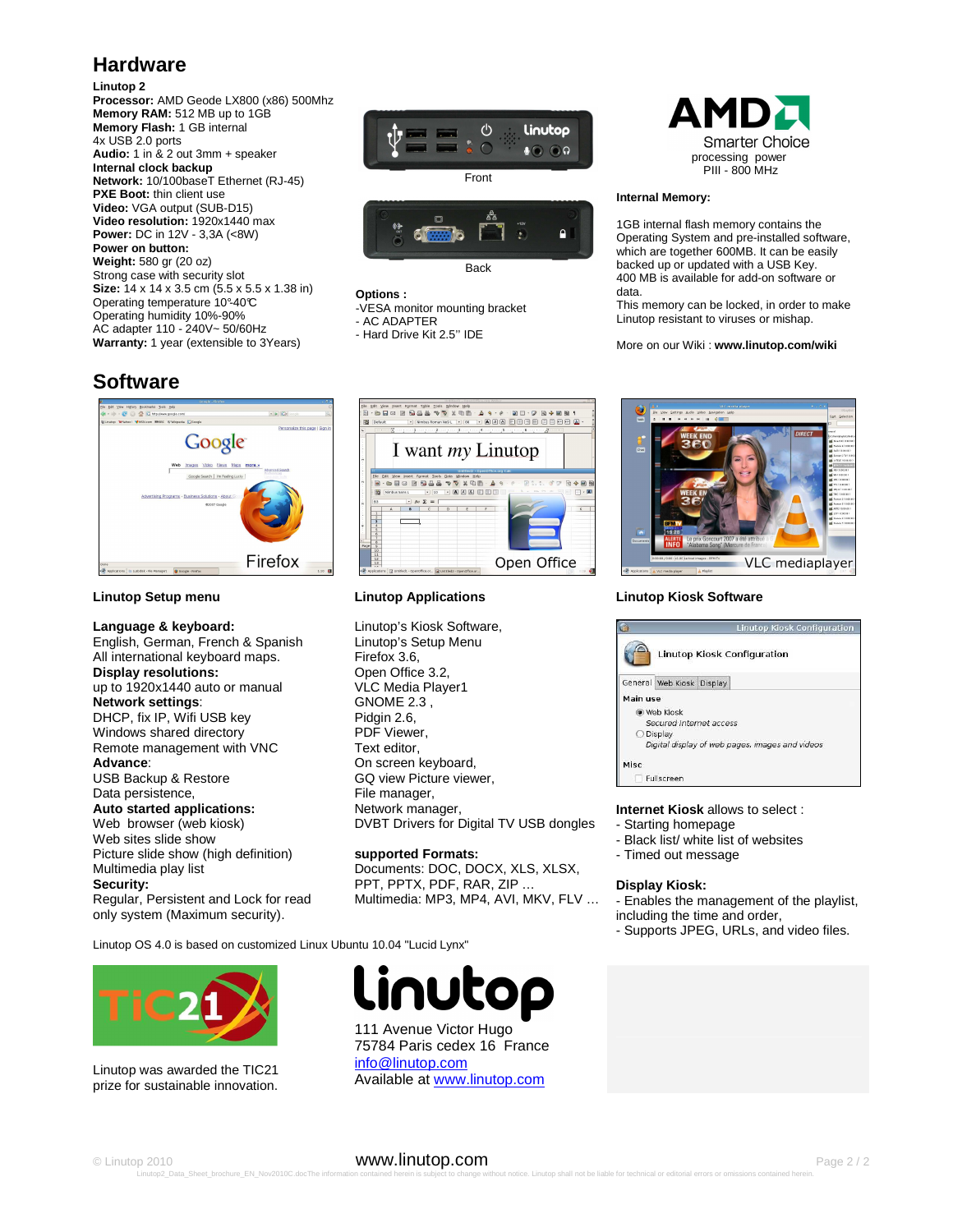# Hardware

**Linutop 2**
**Processor:** AMD Geode LX800 (x86) 500Mhz
**Memory RAM:** 512 MB up to 1GB
**Memory Flash:** 1 GB internal
4x USB 2.0 ports
**Audio:** 1 in & 2 out 3mm + speaker
**Internal clock backup**
**Network:** 10/100baseT Ethernet (RJ-45)
**PXE Boot:** thin client use
**Video:** VGA output (SUB-D15)
**Video resolution:** 1920x1440 max
**Power:** DC in 12V - 3,3A (<8W)
**Power on button:**
**Weight:** 580 gr (20 oz)
Strong case with security slot
**Size:** 14 x 14 x 3.5 cm (5.5 x 5.5 x 1.38 in)
Operating temperature 10°-40°C
Operating humidity 10%-90%
AC adapter 110 - 240V~ 50/60Hz
**Warranty:** 1 year (extensible to 3Years)

Front

Back

**Options :**
-VESA monitor mounting bracket
- AC ADAPTER
- Hard Drive Kit 2.5'' IDE

AMD Smarter Choice
processing power
PIII - 800 MHz

**Internal Memory:**

1GB internal flash memory contains the Operating System and pre-installed software, which are together 600MB. It can be easily backed up or updated with a USB Key.
400 MB is available for add-on software or data.
This memory can be locked, in order to make Linutop resistant to viruses or mishap.

More on our Wiki : **www.linutop.com/wiki**

# Software

Firefox

Open Office

VLC mediaplayer

## Linutop Setup menu

**Language & keyboard:**
English, German, French & Spanish
All international keyboard maps.
**Display resolutions:**
up to 1920x1440 auto or manual
**Network settings**:
DHCP, fix IP, Wifi USB key
Windows shared directory
Remote management with VNC
**Advance**:
USB Backup & Restore
Data persistence,
**Auto started applications:**
Web browser (web kiosk)
Web sites slide show
Picture slide show (high definition)
Multimedia play list
**Security:**
Regular, Persistent and Lock for read only system (Maximum security).

## Linutop Applications

Linutop's Kiosk Software,
Linutop's Setup Menu
Firefox 3.6,
Open Office 3.2,
VLC Media Player1
GNOME 2.3 ,
Pidgin 2.6,
PDF Viewer,
Text editor,
On screen keyboard,
GQ view Picture viewer,
File manager,
Network manager,
DVBT Drivers for Digital TV USB dongles

**supported Formats:**
Documents: DOC, DOCX, XLS, XLSX, PPT, PPTX, PDF, RAR, ZIP …
Multimedia: MP3, MP4, AVI, MKV, FLV …

## Linutop Kiosk Software

Linutop Kiosk Configuration

General | Web Kiosk | Display

Main use
- Web Kiosk — Secured Internet access
- Display — Digital display of web pages, images and videos

Misc
- Fullscreen

**Internet Kiosk** allows to select :
- Starting homepage
- Black list/ white list of websites
- Timed out message

**Display Kiosk:**
- Enables the management of the playlist, including the time and order,
- Supports JPEG, URLs, and video files.

Linutop OS 4.0 is based on customized Linux Ubuntu 10.04 "Lucid Lynx"

TIC21

Linutop was awarded the TIC21 prize for sustainable innovation.

linutop
111 Avenue Victor Hugo
75784 Paris cedex 16 France
info@linutop.com
Available at www.linutop.com

© Linutop 2010

www.linutop.com

Linutop2_Data_Sheet_brochure_EN_Nov2010C.docThe information contained herein is subject to change without notice. Linutop shall not be liable for technical or editorial errors or omissions contained herein.